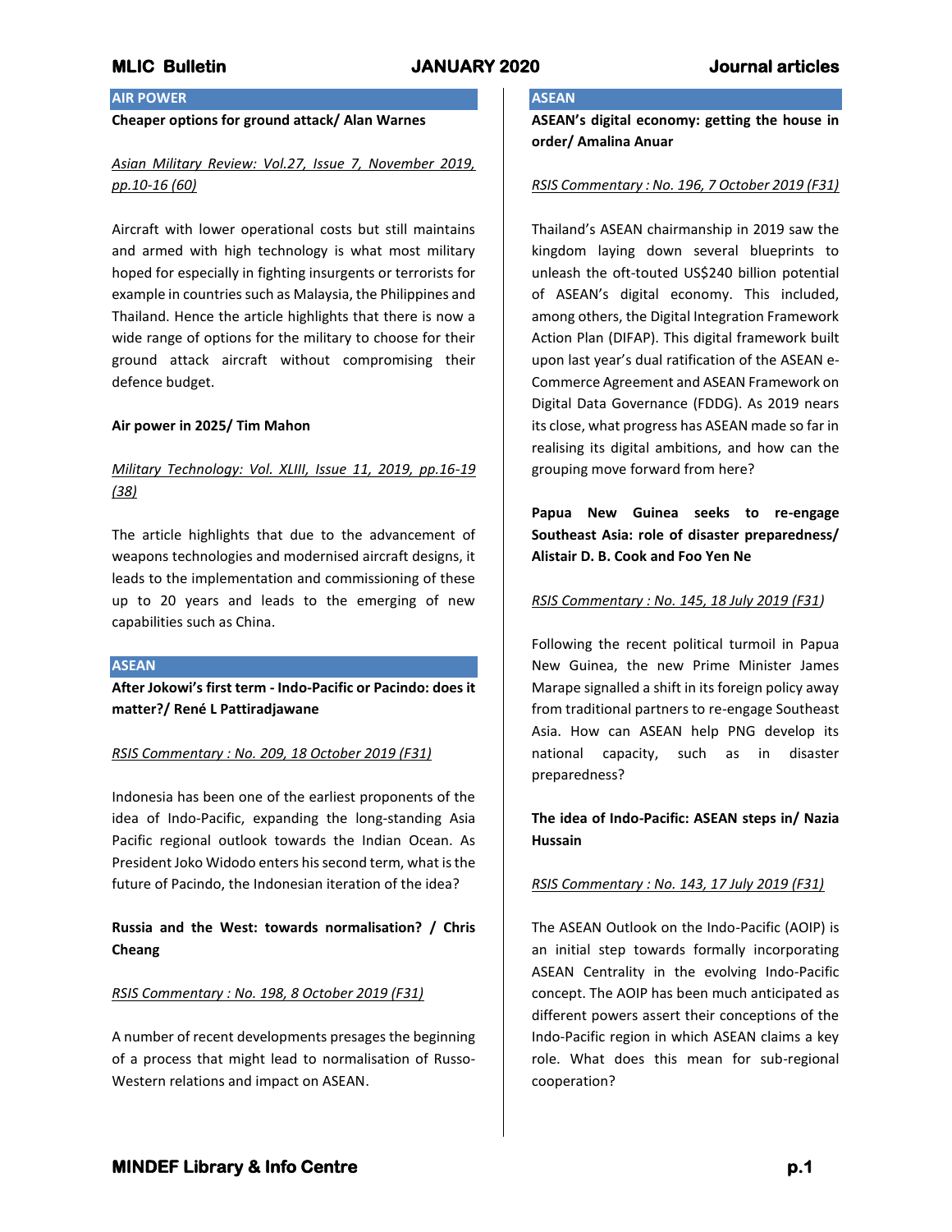## AIR POWER

**Cheaper options for ground attack/ Alan Warnes**

*Asian Military Review: Vol.27, Issue 7, November 2019, pp.10-16 (60)*

Aircraft with lower operational costs but still maintains and armed with high technology is what most military hoped for especially in fighting insurgents or terrorists for example in countries such as Malaysia, the Philippines and Thailand. Hence the article highlights that there is now a wide range of options for the military to choose for their ground attack aircraft without compromising their defence budget.

**Air power in 2025/ Tim Mahon**

*Military Technology: Vol. XLIII, Issue 11, 2019, pp.16-19 (38)*

The article highlights that due to the advancement of weapons technologies and modernised aircraft designs, it leads to the implementation and commissioning of these up to 20 years and leads to the emerging of new capabilities such as China.

## ASEAN

**After Jokowi's first term - Indo-Pacific or Pacindo: does it matter?/ René L Pattiradjawane**

*RSIS Commentary : No. 209, 18 October 2019 (F31)*

Indonesia has been one of the earliest proponents of the idea of Indo-Pacific, expanding the long-standing Asia Pacific regional outlook towards the Indian Ocean. As President Joko Widodo enters his second term, what is the future of Pacindo, the Indonesian iteration of the idea?

**Russia and the West: towards normalisation? / Chris Cheang**

*RSIS Commentary : No. 198, 8 October 2019 (F31)*

A number of recent developments presages the beginning of a process that might lead to normalisation of Russo-Western relations and impact on ASEAN.

## ASEAN

**ASEAN's digital economy: getting the house in order/ Amalina Anuar**

*RSIS Commentary : No. 196, 7 October 2019 (F31)*

Thailand's ASEAN chairmanship in 2019 saw the kingdom laying down several blueprints to unleash the oft-touted US$240 billion potential of ASEAN's digital economy. This included, among others, the Digital Integration Framework Action Plan (DIFAP). This digital framework built upon last year's dual ratification of the ASEAN e-Commerce Agreement and ASEAN Framework on Digital Data Governance (FDDG). As 2019 nears its close, what progress has ASEAN made so far in realising its digital ambitions, and how can the grouping move forward from here?

**Papua New Guinea seeks to re-engage Southeast Asia: role of disaster preparedness/ Alistair D. B. Cook and Foo Yen Ne**

*RSIS Commentary : No. 145, 18 July 2019 (F31)*

Following the recent political turmoil in Papua New Guinea, the new Prime Minister James Marape signalled a shift in its foreign policy away from traditional partners to re-engage Southeast Asia. How can ASEAN help PNG develop its national capacity, such as in disaster preparedness?

**The idea of Indo-Pacific: ASEAN steps in/ Nazia Hussain**

*RSIS Commentary : No. 143, 17 July 2019 (F31)*

The ASEAN Outlook on the Indo-Pacific (AOIP) is an initial step towards formally incorporating ASEAN Centrality in the evolving Indo-Pacific concept. The AOIP has been much anticipated as different powers assert their conceptions of the Indo-Pacific region in which ASEAN claims a key role. What does this mean for sub-regional cooperation?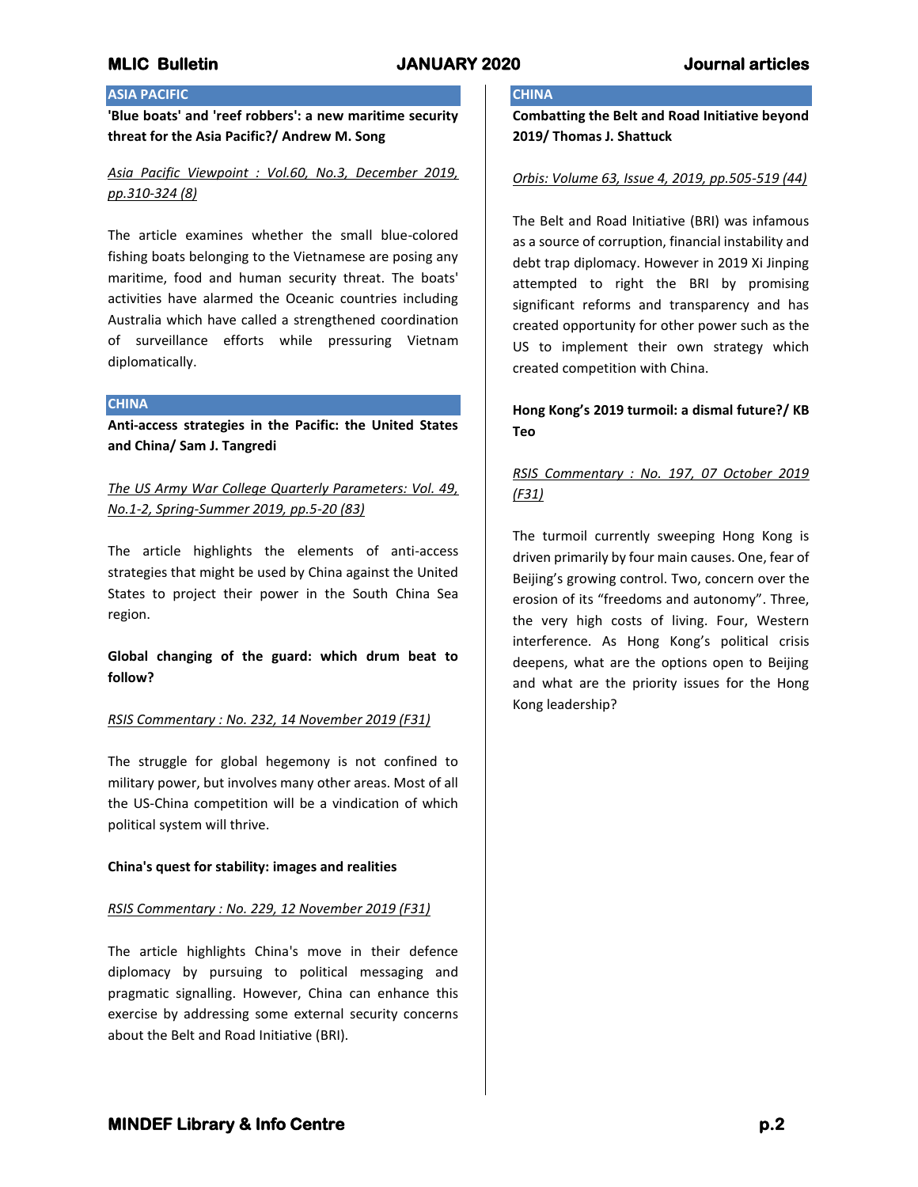## ASIA PACIFIC

**'Blue boats' and 'reef robbers': a new maritime security threat for the Asia Pacific?/ Andrew M. Song**

*Asia Pacific Viewpoint : Vol.60, No.3, December 2019, pp.310-324 (8)*

The article examines whether the small blue-colored fishing boats belonging to the Vietnamese are posing any maritime, food and human security threat. The boats' activities have alarmed the Oceanic countries including Australia which have called a strengthened coordination of surveillance efforts while pressuring Vietnam diplomatically.

## CHINA

**Anti-access strategies in the Pacific: the United States and China/ Sam J. Tangredi**

*The US Army War College Quarterly Parameters: Vol. 49, No.1-2, Spring-Summer 2019, pp.5-20 (83)*

The article highlights the elements of anti-access strategies that might be used by China against the United States to project their power in the South China Sea region.

**Global changing of the guard: which drum beat to follow?**

*RSIS Commentary : No. 232, 14 November 2019 (F31)*

The struggle for global hegemony is not confined to military power, but involves many other areas. Most of all the US-China competition will be a vindication of which political system will thrive.

**China's quest for stability: images and realities**

*RSIS Commentary : No. 229, 12 November 2019 (F31)*

The article highlights China's move in their defence diplomacy by pursuing to political messaging and pragmatic signalling. However, China can enhance this exercise by addressing some external security concerns about the Belt and Road Initiative (BRI).

## CHINA

**Combatting the Belt and Road Initiative beyond 2019/ Thomas J. Shattuck**

*Orbis: Volume 63, Issue 4, 2019, pp.505-519 (44)*

The Belt and Road Initiative (BRI) was infamous as a source of corruption, financial instability and debt trap diplomacy. However in 2019 Xi Jinping attempted to right the BRI by promising significant reforms and transparency and has created opportunity for other power such as the US to implement their own strategy which created competition with China.

**Hong Kong's 2019 turmoil: a dismal future?/ KB Teo**

*RSIS Commentary : No. 197, 07 October 2019 (F31)*

The turmoil currently sweeping Hong Kong is driven primarily by four main causes. One, fear of Beijing's growing control. Two, concern over the erosion of its "freedoms and autonomy". Three, the very high costs of living. Four, Western interference. As Hong Kong's political crisis deepens, what are the options open to Beijing and what are the priority issues for the Hong Kong leadership?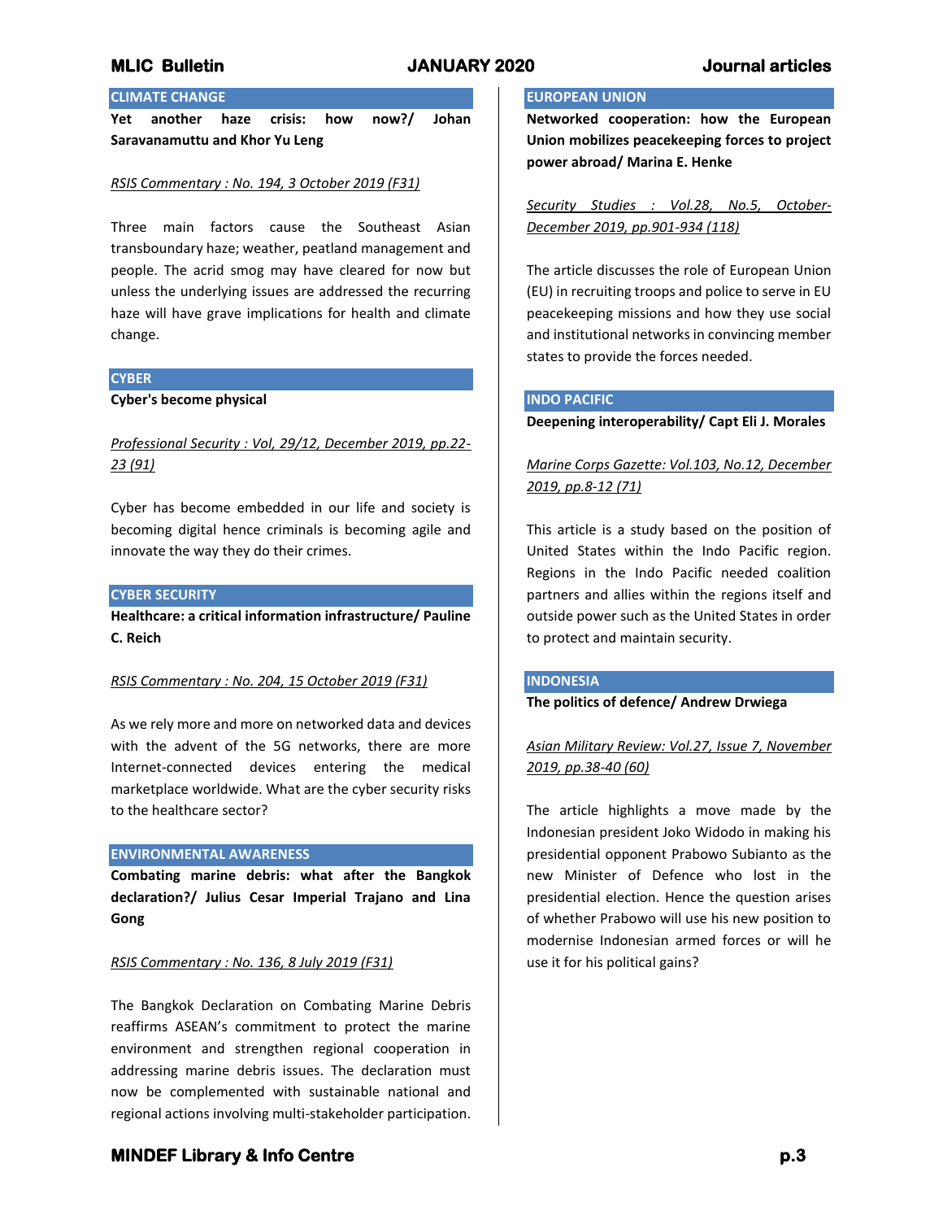## CLIMATE CHANGE

**Yet another haze crisis: how now?/ Johan Saravanamuttu and Khor Yu Leng**

*RSIS Commentary : No. 194, 3 October 2019 (F31)*

Three main factors cause the Southeast Asian transboundary haze; weather, peatland management and people. The acrid smog may have cleared for now but unless the underlying issues are addressed the recurring haze will have grave implications for health and climate change.

## CYBER

**Cyber's become physical**

*Professional Security : Vol, 29/12, December 2019, pp.22-23 (91)*

Cyber has become embedded in our life and society is becoming digital hence criminals is becoming agile and innovate the way they do their crimes.

## CYBER SECURITY

**Healthcare: a critical information infrastructure/ Pauline C. Reich**

*RSIS Commentary : No. 204, 15 October 2019 (F31)*

As we rely more and more on networked data and devices with the advent of the 5G networks, there are more Internet-connected devices entering the medical marketplace worldwide. What are the cyber security risks to the healthcare sector?

## ENVIRONMENTAL AWARENESS

**Combating marine debris: what after the Bangkok declaration?/ Julius Cesar Imperial Trajano and Lina Gong**

*RSIS Commentary : No. 136, 8 July 2019 (F31)*

The Bangkok Declaration on Combating Marine Debris reaffirms ASEAN's commitment to protect the marine environment and strengthen regional cooperation in addressing marine debris issues. The declaration must now be complemented with sustainable national and regional actions involving multi-stakeholder participation.

## EUROPEAN UNION

**Networked cooperation: how the European Union mobilizes peacekeeping forces to project power abroad/ Marina E. Henke**

*Security Studies : Vol.28, No.5, October-December 2019, pp.901-934 (118)*

The article discusses the role of European Union (EU) in recruiting troops and police to serve in EU peacekeeping missions and how they use social and institutional networks in convincing member states to provide the forces needed.

## INDO PACIFIC

**Deepening interoperability/ Capt Eli J. Morales**

*Marine Corps Gazette: Vol.103, No.12, December 2019, pp.8-12 (71)*

This article is a study based on the position of United States within the Indo Pacific region. Regions in the Indo Pacific needed coalition partners and allies within the regions itself and outside power such as the United States in order to protect and maintain security.

## INDONESIA

**The politics of defence/ Andrew Drwiega**

*Asian Military Review: Vol.27, Issue 7, November 2019, pp.38-40 (60)*

The article highlights a move made by the Indonesian president Joko Widodo in making his presidential opponent Prabowo Subianto as the new Minister of Defence who lost in the presidential election. Hence the question arises of whether Prabowo will use his new position to modernise Indonesian armed forces or will he use it for his political gains?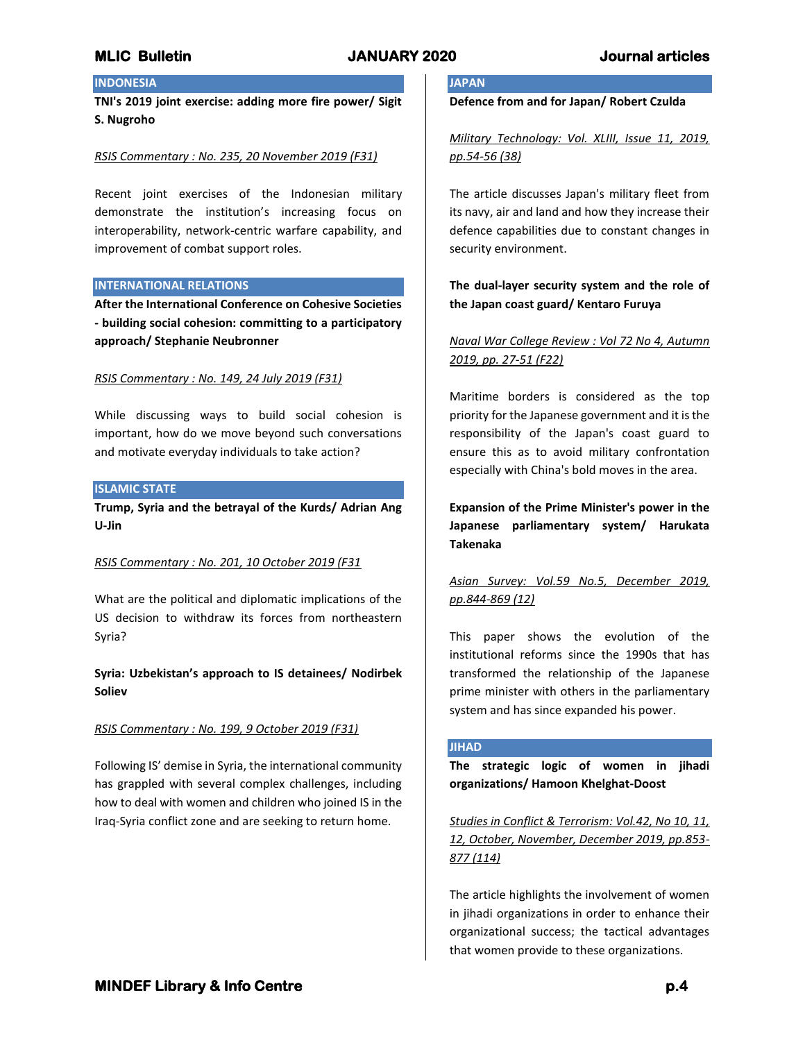## INDONESIA

**TNI's 2019 joint exercise: adding more fire power/ Sigit S. Nugroho**

RSIS Commentary : No. 235, 20 November 2019 (F31)

Recent joint exercises of the Indonesian military demonstrate the institution's increasing focus on interoperability, network-centric warfare capability, and improvement of combat support roles.

## INTERNATIONAL RELATIONS

**After the International Conference on Cohesive Societies - building social cohesion: committing to a participatory approach/ Stephanie Neubronner**

RSIS Commentary : No. 149, 24 July 2019 (F31)

While discussing ways to build social cohesion is important, how do we move beyond such conversations and motivate everyday individuals to take action?

## ISLAMIC STATE

**Trump, Syria and the betrayal of the Kurds/ Adrian Ang U-Jin**

RSIS Commentary : No. 201, 10 October 2019 (F31

What are the political and diplomatic implications of the US decision to withdraw its forces from northeastern Syria?

**Syria: Uzbekistan's approach to IS detainees/ Nodirbek Soliev**

RSIS Commentary : No. 199, 9 October 2019 (F31)

Following IS' demise in Syria, the international community has grappled with several complex challenges, including how to deal with women and children who joined IS in the Iraq-Syria conflict zone and are seeking to return home.

## JAPAN

**Defence from and for Japan/ Robert Czulda**

Military Technology: Vol. XLIII, Issue 11, 2019, pp.54-56 (38)

The article discusses Japan's military fleet from its navy, air and land and how they increase their defence capabilities due to constant changes in security environment.

**The dual-layer security system and the role of the Japan coast guard/ Kentaro Furuya**

Naval War College Review : Vol 72 No 4, Autumn 2019, pp. 27-51 (F22)

Maritime borders is considered as the top priority for the Japanese government and it is the responsibility of the Japan's coast guard to ensure this as to avoid military confrontation especially with China's bold moves in the area.

**Expansion of the Prime Minister's power in the Japanese parliamentary system/ Harukata Takenaka**

Asian Survey: Vol.59 No.5, December 2019, pp.844-869 (12)

This paper shows the evolution of the institutional reforms since the 1990s that has transformed the relationship of the Japanese prime minister with others in the parliamentary system and has since expanded his power.

## JIHAD

**The strategic logic of women in jihadi organizations/ Hamoon Khelghat-Doost**

Studies in Conflict & Terrorism: Vol.42, No 10, 11, 12, October, November, December 2019, pp.853-877 (114)

The article highlights the involvement of women in jihadi organizations in order to enhance their organizational success; the tactical advantages that women provide to these organizations.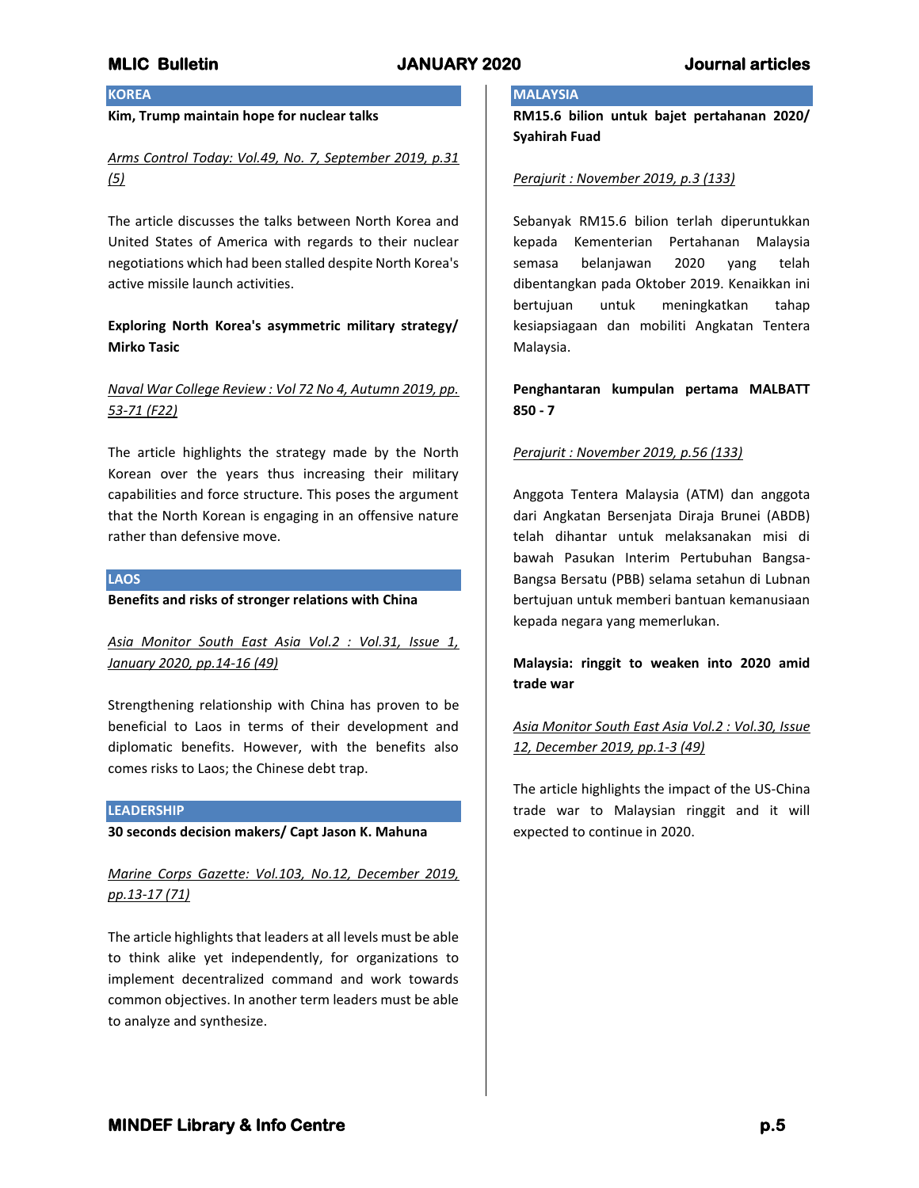## KOREA

**Kim, Trump maintain hope for nuclear talks**

*Arms Control Today: Vol.49, No. 7, September 2019, p.31 (5)*

The article discusses the talks between North Korea and United States of America with regards to their nuclear negotiations which had been stalled despite North Korea's active missile launch activities.

**Exploring North Korea's asymmetric military strategy/ Mirko Tasic**

*Naval War College Review : Vol 72 No 4, Autumn 2019, pp. 53-71 (F22)*

The article highlights the strategy made by the North Korean over the years thus increasing their military capabilities and force structure. This poses the argument that the North Korean is engaging in an offensive nature rather than defensive move.

## LAOS

**Benefits and risks of stronger relations with China**

*Asia Monitor South East Asia Vol.2 : Vol.31, Issue 1, January 2020, pp.14-16 (49)*

Strengthening relationship with China has proven to be beneficial to Laos in terms of their development and diplomatic benefits. However, with the benefits also comes risks to Laos; the Chinese debt trap.

## LEADERSHIP

**30 seconds decision makers/ Capt Jason K. Mahuna**

*Marine Corps Gazette: Vol.103, No.12, December 2019, pp.13-17 (71)*

The article highlights that leaders at all levels must be able to think alike yet independently, for organizations to implement decentralized command and work towards common objectives. In another term leaders must be able to analyze and synthesize.

## MALAYSIA

**RM15.6 bilion untuk bajet pertahanan 2020/ Syahirah Fuad**

*Perajurit : November 2019, p.3 (133)*

Sebanyak RM15.6 bilion terlah diperuntukkan kepada Kementerian Pertahanan Malaysia semasa belanjawan 2020 yang telah dibentangkan pada Oktober 2019. Kenaikkan ini bertujuan untuk meningkatkan tahap kesiapsiagaan dan mobiliti Angkatan Tentera Malaysia.

**Penghantaran kumpulan pertama MALBATT 850 - 7**

*Perajurit : November 2019, p.56 (133)*

Anggota Tentera Malaysia (ATM) dan anggota dari Angkatan Bersenjata Diraja Brunei (ABDB) telah dihantar untuk melaksanakan misi di bawah Pasukan Interim Pertubuhan Bangsa-Bangsa Bersatu (PBB) selama setahun di Lubnan bertujuan untuk memberi bantuan kemanusiaan kepada negara yang memerlukan.

**Malaysia: ringgit to weaken into 2020 amid trade war**

*Asia Monitor South East Asia Vol.2 : Vol.30, Issue 12, December 2019, pp.1-3 (49)*

The article highlights the impact of the US-China trade war to Malaysian ringgit and it will expected to continue in 2020.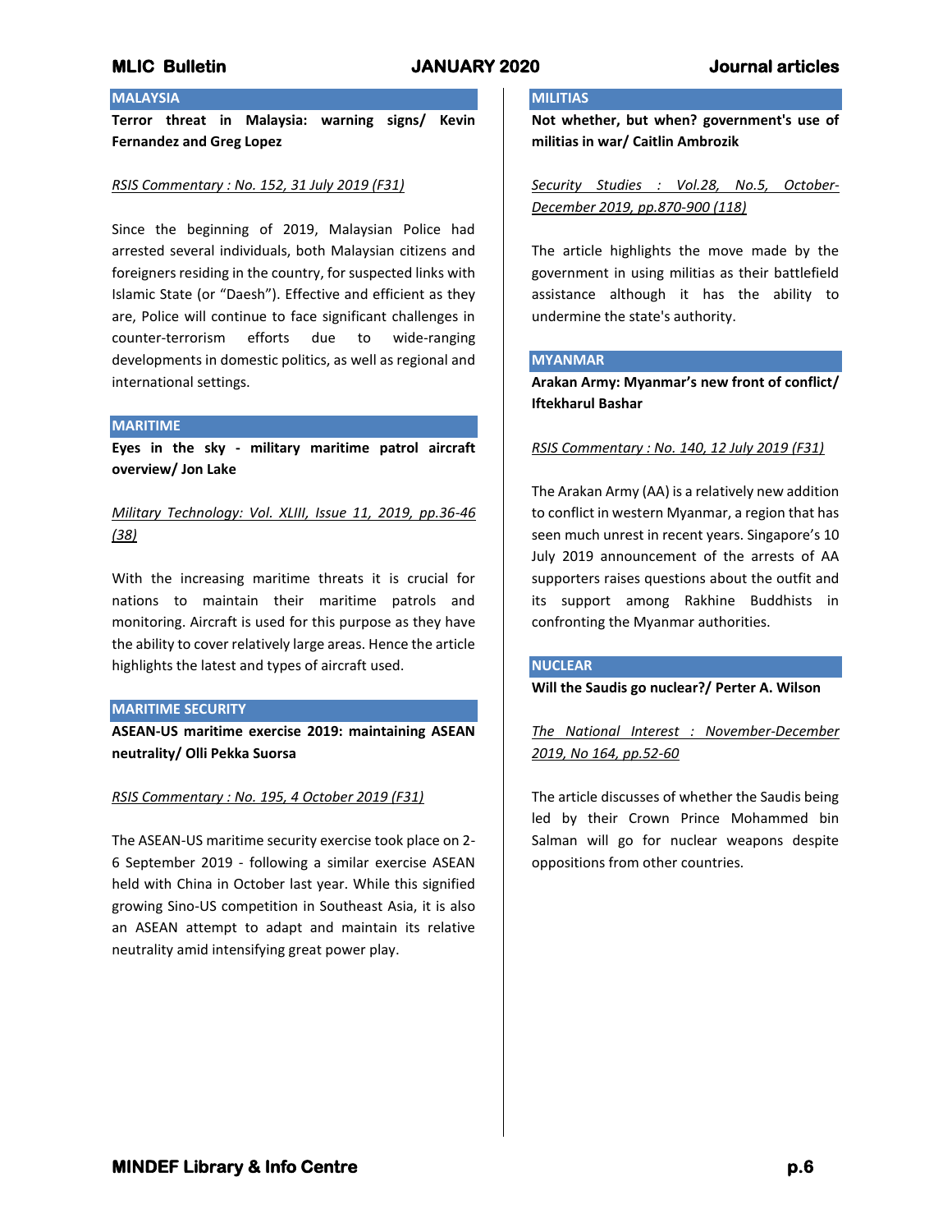## MALAYSIA

**Terror threat in Malaysia: warning signs/ Kevin Fernandez and Greg Lopez**

*RSIS Commentary : No. 152, 31 July 2019 (F31)*

Since the beginning of 2019, Malaysian Police had arrested several individuals, both Malaysian citizens and foreigners residing in the country, for suspected links with Islamic State (or "Daesh"). Effective and efficient as they are, Police will continue to face significant challenges in counter-terrorism efforts due to wide-ranging developments in domestic politics, as well as regional and international settings.

## MARITIME

**Eyes in the sky - military maritime patrol aircraft overview/ Jon Lake**

*Military Technology: Vol. XLIII, Issue 11, 2019, pp.36-46 (38)*

With the increasing maritime threats it is crucial for nations to maintain their maritime patrols and monitoring. Aircraft is used for this purpose as they have the ability to cover relatively large areas. Hence the article highlights the latest and types of aircraft used.

## MARITIME SECURITY

**ASEAN-US maritime exercise 2019: maintaining ASEAN neutrality/ Olli Pekka Suorsa**

*RSIS Commentary : No. 195, 4 October 2019 (F31)*

The ASEAN-US maritime security exercise took place on 2-6 September 2019 - following a similar exercise ASEAN held with China in October last year. While this signified growing Sino-US competition in Southeast Asia, it is also an ASEAN attempt to adapt and maintain its relative neutrality amid intensifying great power play.

## MILITIAS

**Not whether, but when? government's use of militias in war/ Caitlin Ambrozik**

*Security Studies : Vol.28, No.5, October-December 2019, pp.870-900 (118)*

The article highlights the move made by the government in using militias as their battlefield assistance although it has the ability to undermine the state's authority.

## MYANMAR

**Arakan Army: Myanmar's new front of conflict/ Iftekharul Bashar**

*RSIS Commentary : No. 140, 12 July 2019 (F31)*

The Arakan Army (AA) is a relatively new addition to conflict in western Myanmar, a region that has seen much unrest in recent years. Singapore's 10 July 2019 announcement of the arrests of AA supporters raises questions about the outfit and its support among Rakhine Buddhists in confronting the Myanmar authorities.

## NUCLEAR

**Will the Saudis go nuclear?/ Perter A. Wilson**

*The National Interest : November-December 2019, No 164, pp.52-60*

The article discusses of whether the Saudis being led by their Crown Prince Mohammed bin Salman will go for nuclear weapons despite oppositions from other countries.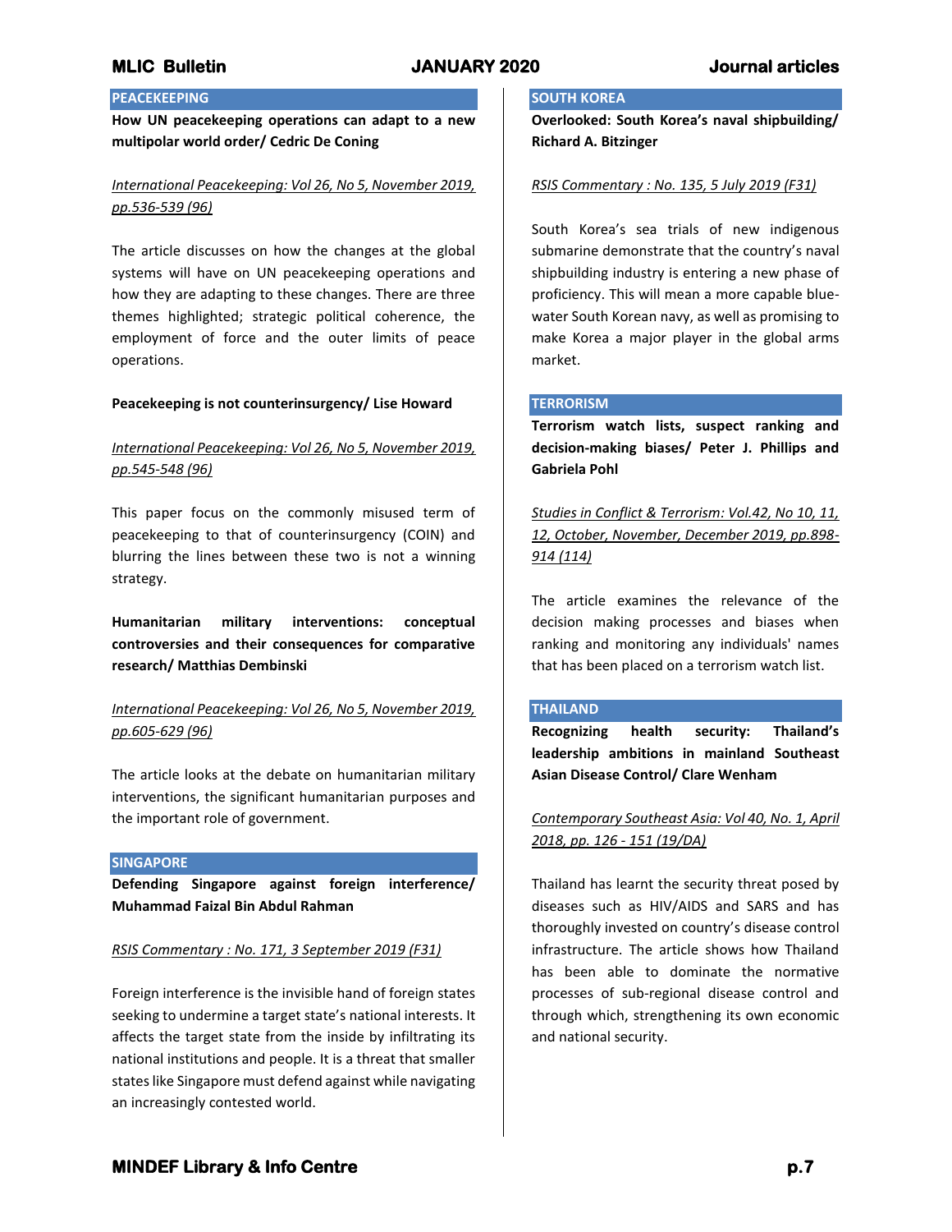## PEACEKEEPING

**How UN peacekeeping operations can adapt to a new multipolar world order/ Cedric De Coning**

*International Peacekeeping: Vol 26, No 5, November 2019, pp.536-539 (96)*

The article discusses on how the changes at the global systems will have on UN peacekeeping operations and how they are adapting to these changes. There are three themes highlighted; strategic political coherence, the employment of force and the outer limits of peace operations.

**Peacekeeping is not counterinsurgency/ Lise Howard**

*International Peacekeeping: Vol 26, No 5, November 2019, pp.545-548 (96)*

This paper focus on the commonly misused term of peacekeeping to that of counterinsurgency (COIN) and blurring the lines between these two is not a winning strategy.

**Humanitarian military interventions: conceptual controversies and their consequences for comparative research/ Matthias Dembinski**

*International Peacekeeping: Vol 26, No 5, November 2019, pp.605-629 (96)*

The article looks at the debate on humanitarian military interventions, the significant humanitarian purposes and the important role of government.

## SINGAPORE

**Defending Singapore against foreign interference/ Muhammad Faizal Bin Abdul Rahman**

*RSIS Commentary : No. 171, 3 September 2019 (F31)*

Foreign interference is the invisible hand of foreign states seeking to undermine a target state's national interests. It affects the target state from the inside by infiltrating its national institutions and people. It is a threat that smaller states like Singapore must defend against while navigating an increasingly contested world.

## SOUTH KOREA

**Overlooked: South Korea's naval shipbuilding/ Richard A. Bitzinger**

*RSIS Commentary : No. 135, 5 July 2019 (F31)*

South Korea's sea trials of new indigenous submarine demonstrate that the country's naval shipbuilding industry is entering a new phase of proficiency. This will mean a more capable blue-water South Korean navy, as well as promising to make Korea a major player in the global arms market.

## TERRORISM

**Terrorism watch lists, suspect ranking and decision-making biases/ Peter J. Phillips and Gabriela Pohl**

*Studies in Conflict & Terrorism: Vol.42, No 10, 11, 12, October, November, December 2019, pp.898-914 (114)*

The article examines the relevance of the decision making processes and biases when ranking and monitoring any individuals' names that has been placed on a terrorism watch list.

## THAILAND

**Recognizing health security: Thailand's leadership ambitions in mainland Southeast Asian Disease Control/ Clare Wenham**

*Contemporary Southeast Asia: Vol 40, No. 1, April 2018, pp. 126 - 151 (19/DA)*

Thailand has learnt the security threat posed by diseases such as HIV/AIDS and SARS and has thoroughly invested on country's disease control infrastructure. The article shows how Thailand has been able to dominate the normative processes of sub-regional disease control and through which, strengthening its own economic and national security.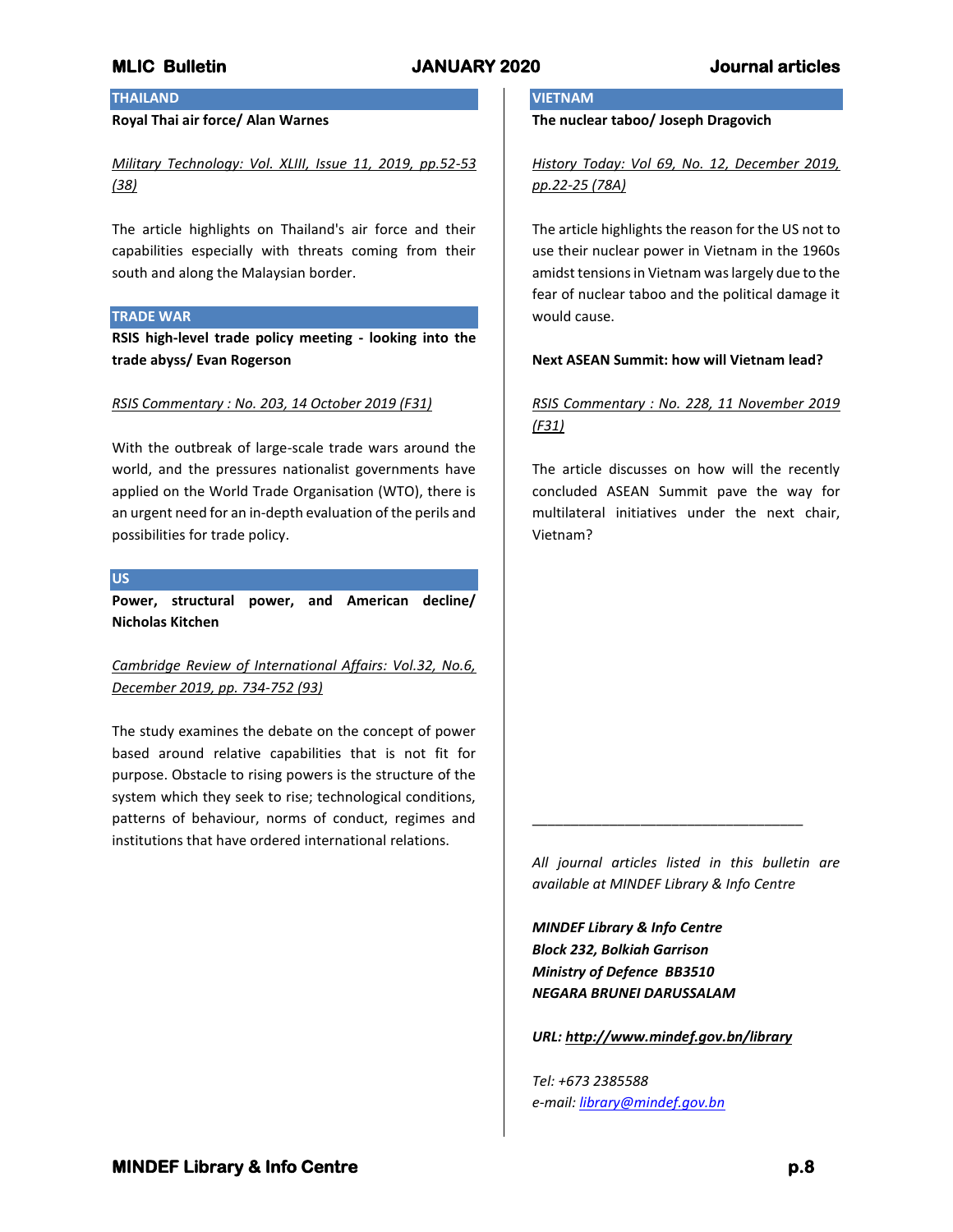## THAILAND

**Royal Thai air force/ Alan Warnes**

*Military Technology: Vol. XLIII, Issue 11, 2019, pp.52-53 (38)*

The article highlights on Thailand's air force and their capabilities especially with threats coming from their south and along the Malaysian border.

## TRADE WAR

**RSIS high-level trade policy meeting - looking into the trade abyss/ Evan Rogerson**

*RSIS Commentary : No. 203, 14 October 2019 (F31)*

With the outbreak of large-scale trade wars around the world, and the pressures nationalist governments have applied on the World Trade Organisation (WTO), there is an urgent need for an in-depth evaluation of the perils and possibilities for trade policy.

## US

**Power, structural power, and American decline/ Nicholas Kitchen**

*Cambridge Review of International Affairs: Vol.32, No.6, December 2019, pp. 734-752 (93)*

The study examines the debate on the concept of power based around relative capabilities that is not fit for purpose. Obstacle to rising powers is the structure of the system which they seek to rise; technological conditions, patterns of behaviour, norms of conduct, regimes and institutions that have ordered international relations.

## VIETNAM

**The nuclear taboo/ Joseph Dragovich**

*History Today: Vol 69, No. 12, December 2019, pp.22-25 (78A)*

The article highlights the reason for the US not to use their nuclear power in Vietnam in the 1960s amidst tensions in Vietnam was largely due to the fear of nuclear taboo and the political damage it would cause.

**Next ASEAN Summit: how will Vietnam lead?**

*RSIS Commentary : No. 228, 11 November 2019 (F31)*

The article discusses on how will the recently concluded ASEAN Summit pave the way for multilateral initiatives under the next chair, Vietnam?

---

*All journal articles listed in this bulletin are available at MINDEF Library & Info Centre*

***MINDEF Library & Info Centre***
***Block 232, Bolkiah Garrison***
***Ministry of Defence BB3510***
***NEGARA BRUNEI DARUSSALAM***

***URL: http://www.mindef.gov.bn/library***

*Tel: +673 2385588*
*e-mail: library@mindef.gov.bn*